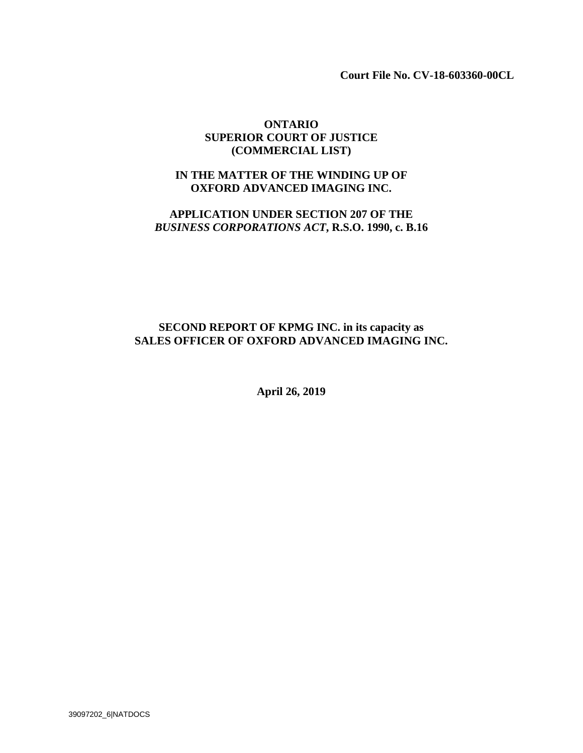**Court File No. CV-18-603360-00CL**

**ONTARIO**
**SUPERIOR COURT OF JUSTICE**
**(COMMERCIAL LIST)**

**IN THE MATTER OF THE WINDING UP OF**
**OXFORD ADVANCED IMAGING INC.**

**APPLICATION UNDER SECTION 207 OF THE**
***BUSINESS CORPORATIONS ACT*, R.S.O. 1990, c. B.16**

**SECOND REPORT OF KPMG INC. in its capacity as**
**SALES OFFICER OF OXFORD ADVANCED IMAGING INC.**

**April 26, 2019**

39097202_6|NATDOCS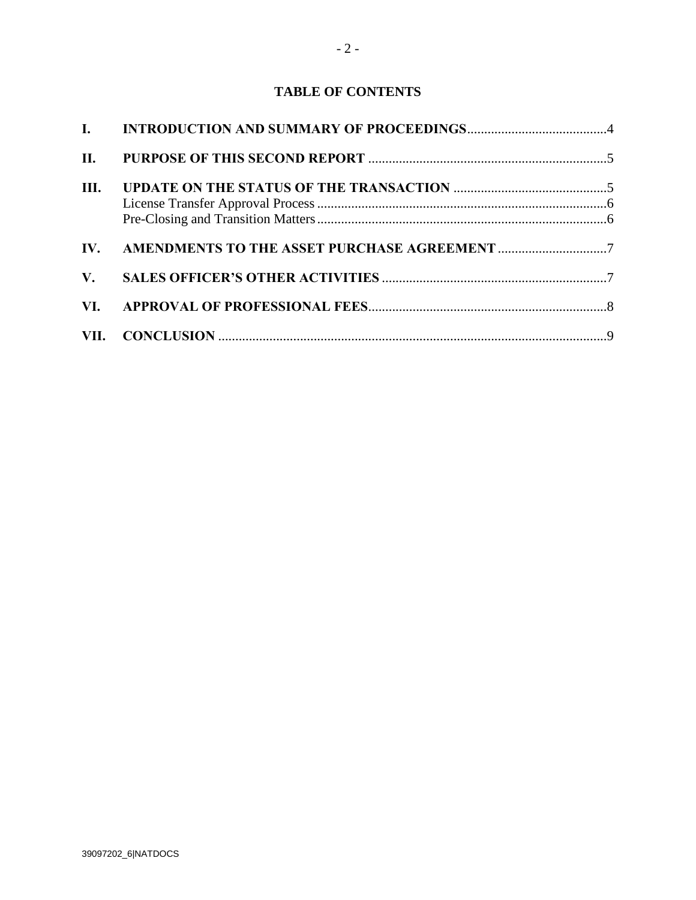## TABLE OF CONTENTS

| | | |
|---|---|---|
| **I.** | **INTRODUCTION AND SUMMARY OF PROCEEDINGS** | 4 |
| **II.** | **PURPOSE OF THIS SECOND REPORT** | 5 |
| **III.** | **UPDATE ON THE STATUS OF THE TRANSACTION** | 5 |
| | License Transfer Approval Process | 6 |
| | Pre-Closing and Transition Matters | 6 |
| **IV.** | **AMENDMENTS TO THE ASSET PURCHASE AGREEMENT** | 7 |
| **V.** | **SALES OFFICER'S OTHER ACTIVITIES** | 7 |
| **VI.** | **APPROVAL OF PROFESSIONAL FEES** | 8 |
| **VII.** | **CONCLUSION** | 9 |

39097202_6|NATDOCS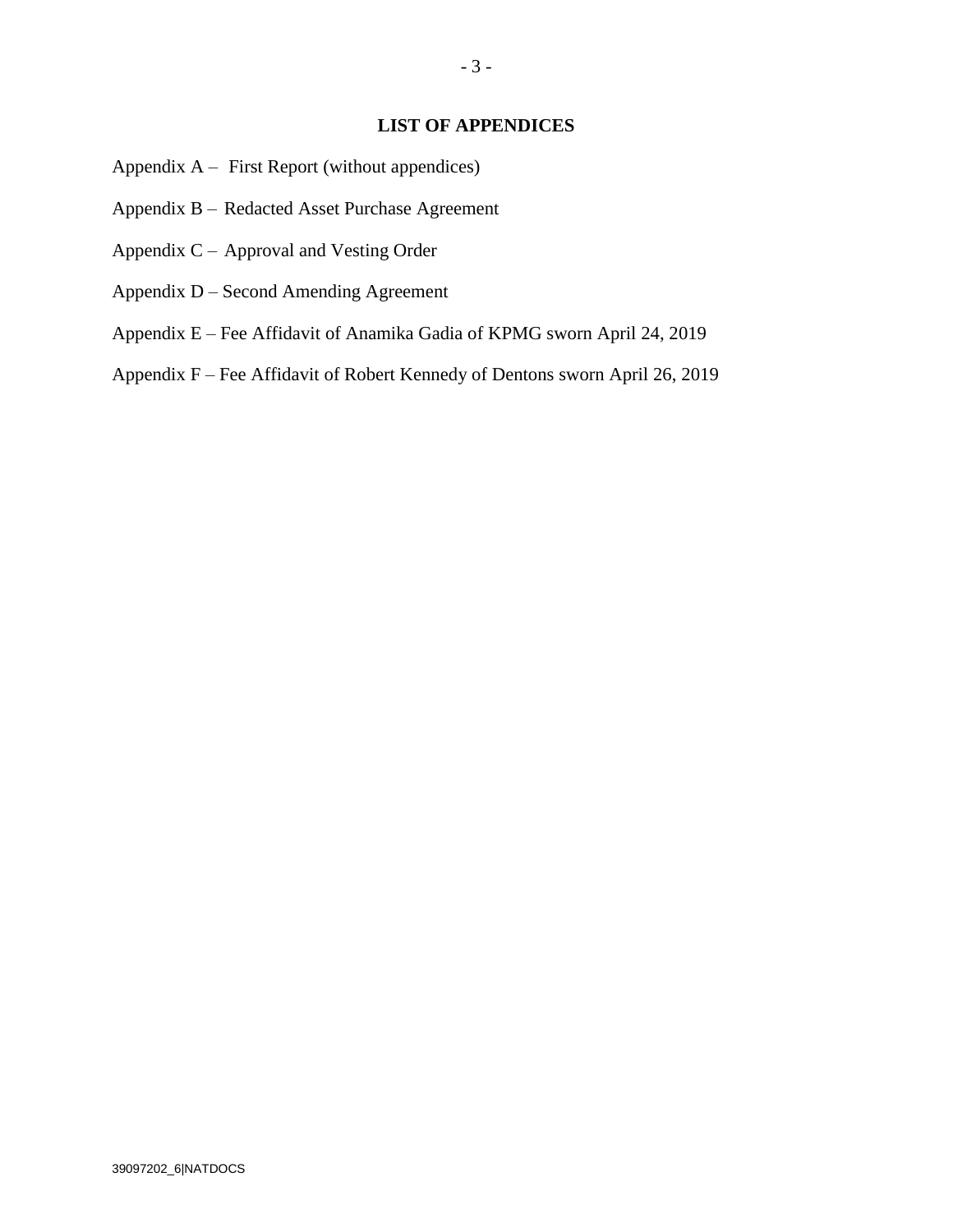## LIST OF APPENDICES

Appendix A – First Report (without appendices)

Appendix B – Redacted Asset Purchase Agreement

Appendix C – Approval and Vesting Order

Appendix D – Second Amending Agreement

Appendix E – Fee Affidavit of Anamika Gadia of KPMG sworn April 24, 2019

Appendix F – Fee Affidavit of Robert Kennedy of Dentons sworn April 26, 2019

39097202_6|NATDOCS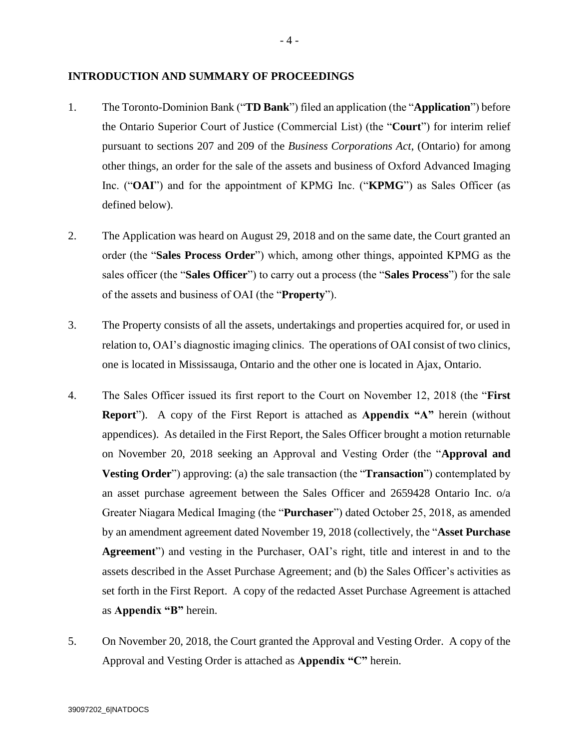## INTRODUCTION AND SUMMARY OF PROCEEDINGS

1. The Toronto-Dominion Bank ("**TD Bank**") filed an application (the "**Application**") before the Ontario Superior Court of Justice (Commercial List) (the "**Court**") for interim relief pursuant to sections 207 and 209 of the *Business Corporations Act*, (Ontario) for among other things, an order for the sale of the assets and business of Oxford Advanced Imaging Inc. ("**OAI**") and for the appointment of KPMG Inc. ("**KPMG**") as Sales Officer (as defined below).

2. The Application was heard on August 29, 2018 and on the same date, the Court granted an order (the "**Sales Process Order**") which, among other things, appointed KPMG as the sales officer (the "**Sales Officer**") to carry out a process (the "**Sales Process**") for the sale of the assets and business of OAI (the "**Property**").

3. The Property consists of all the assets, undertakings and properties acquired for, or used in relation to, OAI's diagnostic imaging clinics. The operations of OAI consist of two clinics, one is located in Mississauga, Ontario and the other one is located in Ajax, Ontario.

4. The Sales Officer issued its first report to the Court on November 12, 2018 (the "**First Report**"). A copy of the First Report is attached as **Appendix "A"** herein (without appendices). As detailed in the First Report, the Sales Officer brought a motion returnable on November 20, 2018 seeking an Approval and Vesting Order (the "**Approval and Vesting Order**") approving: (a) the sale transaction (the "**Transaction**") contemplated by an asset purchase agreement between the Sales Officer and 2659428 Ontario Inc. o/a Greater Niagara Medical Imaging (the "**Purchaser**") dated October 25, 2018, as amended by an amendment agreement dated November 19, 2018 (collectively, the "**Asset Purchase Agreement**") and vesting in the Purchaser, OAI's right, title and interest in and to the assets described in the Asset Purchase Agreement; and (b) the Sales Officer's activities as set forth in the First Report. A copy of the redacted Asset Purchase Agreement is attached as **Appendix "B"** herein.

5. On November 20, 2018, the Court granted the Approval and Vesting Order. A copy of the Approval and Vesting Order is attached as **Appendix "C"** herein.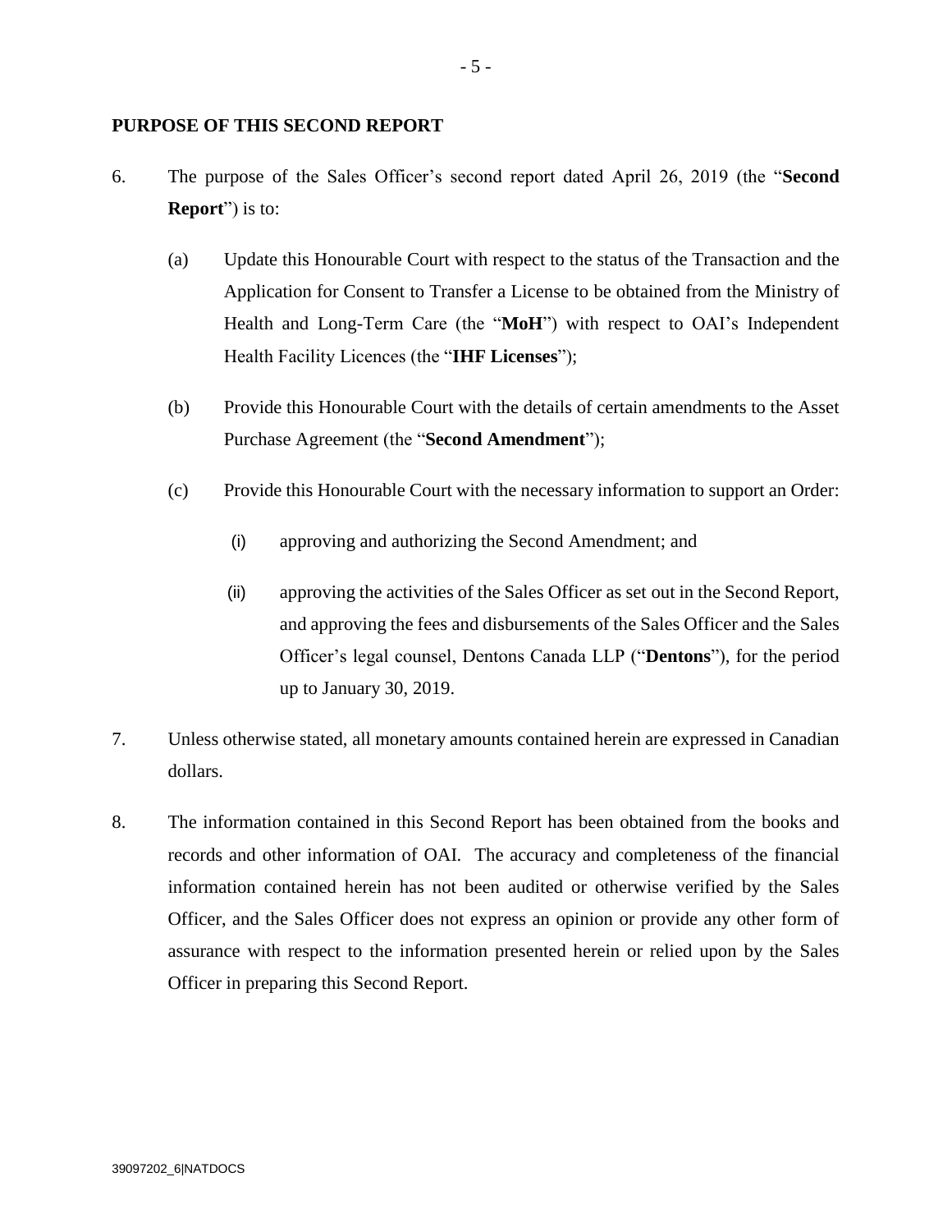## PURPOSE OF THIS SECOND REPORT

6. The purpose of the Sales Officer's second report dated April 26, 2019 (the "**Second Report**") is to:

   (a) Update this Honourable Court with respect to the status of the Transaction and the Application for Consent to Transfer a License to be obtained from the Ministry of Health and Long-Term Care (the "**MoH**") with respect to OAI's Independent Health Facility Licences (the "**IHF Licenses**");

   (b) Provide this Honourable Court with the details of certain amendments to the Asset Purchase Agreement (the "**Second Amendment**");

   (c) Provide this Honourable Court with the necessary information to support an Order:

      (i) approving and authorizing the Second Amendment; and

      (ii) approving the activities of the Sales Officer as set out in the Second Report, and approving the fees and disbursements of the Sales Officer and the Sales Officer's legal counsel, Dentons Canada LLP ("**Dentons**"), for the period up to January 30, 2019.

7. Unless otherwise stated, all monetary amounts contained herein are expressed in Canadian dollars.

8. The information contained in this Second Report has been obtained from the books and records and other information of OAI. The accuracy and completeness of the financial information contained herein has not been audited or otherwise verified by the Sales Officer, and the Sales Officer does not express an opinion or provide any other form of assurance with respect to the information presented herein or relied upon by the Sales Officer in preparing this Second Report.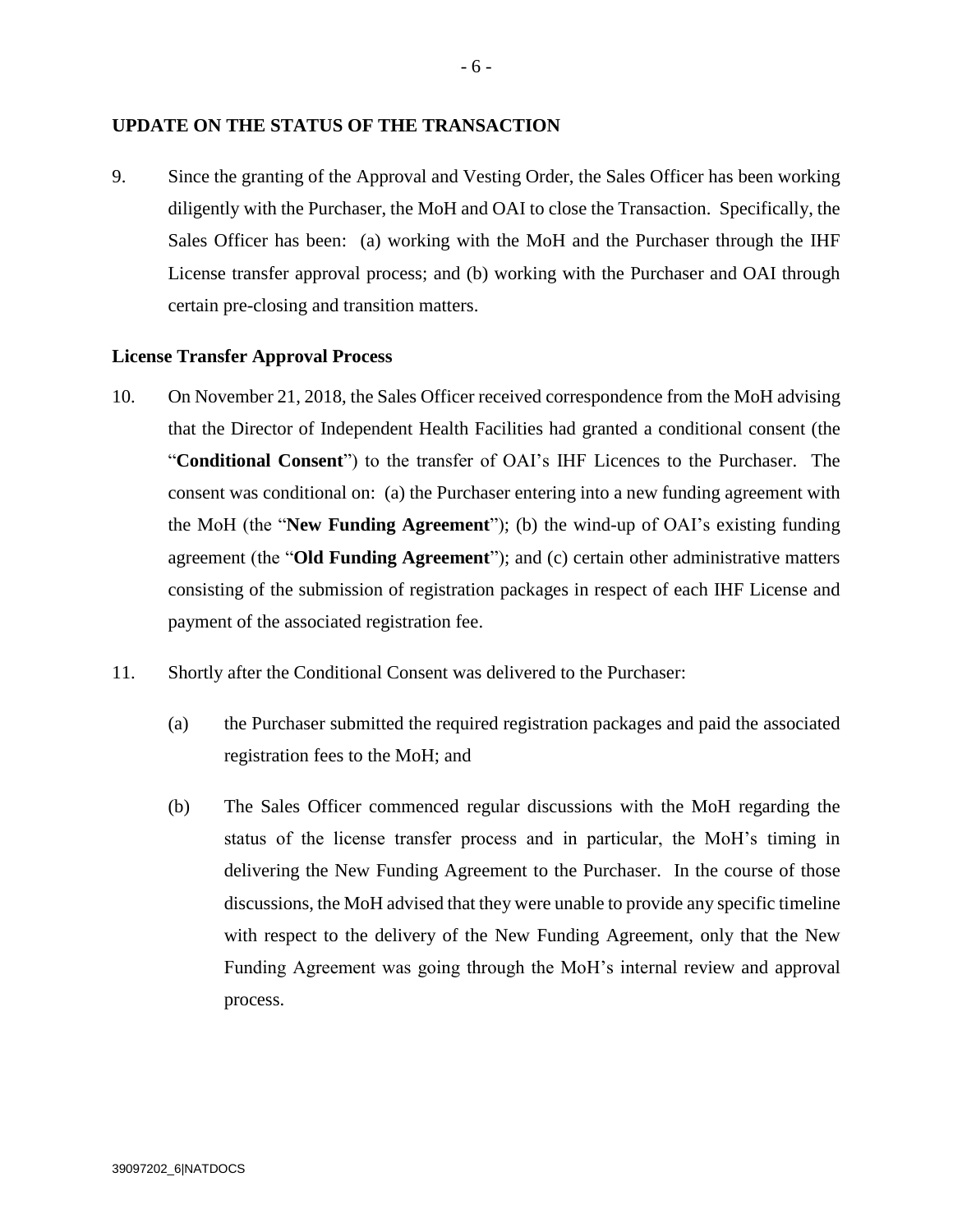## UPDATE ON THE STATUS OF THE TRANSACTION

9. Since the granting of the Approval and Vesting Order, the Sales Officer has been working diligently with the Purchaser, the MoH and OAI to close the Transaction. Specifically, the Sales Officer has been: (a) working with the MoH and the Purchaser through the IHF License transfer approval process; and (b) working with the Purchaser and OAI through certain pre-closing and transition matters.

### License Transfer Approval Process

10. On November 21, 2018, the Sales Officer received correspondence from the MoH advising that the Director of Independent Health Facilities had granted a conditional consent (the "**Conditional Consent**") to the transfer of OAI's IHF Licences to the Purchaser. The consent was conditional on: (a) the Purchaser entering into a new funding agreement with the MoH (the "**New Funding Agreement**"); (b) the wind-up of OAI's existing funding agreement (the "**Old Funding Agreement**"); and (c) certain other administrative matters consisting of the submission of registration packages in respect of each IHF License and payment of the associated registration fee.

11. Shortly after the Conditional Consent was delivered to the Purchaser:

    (a) the Purchaser submitted the required registration packages and paid the associated registration fees to the MoH; and

    (b) The Sales Officer commenced regular discussions with the MoH regarding the status of the license transfer process and in particular, the MoH's timing in delivering the New Funding Agreement to the Purchaser. In the course of those discussions, the MoH advised that they were unable to provide any specific timeline with respect to the delivery of the New Funding Agreement, only that the New Funding Agreement was going through the MoH's internal review and approval process.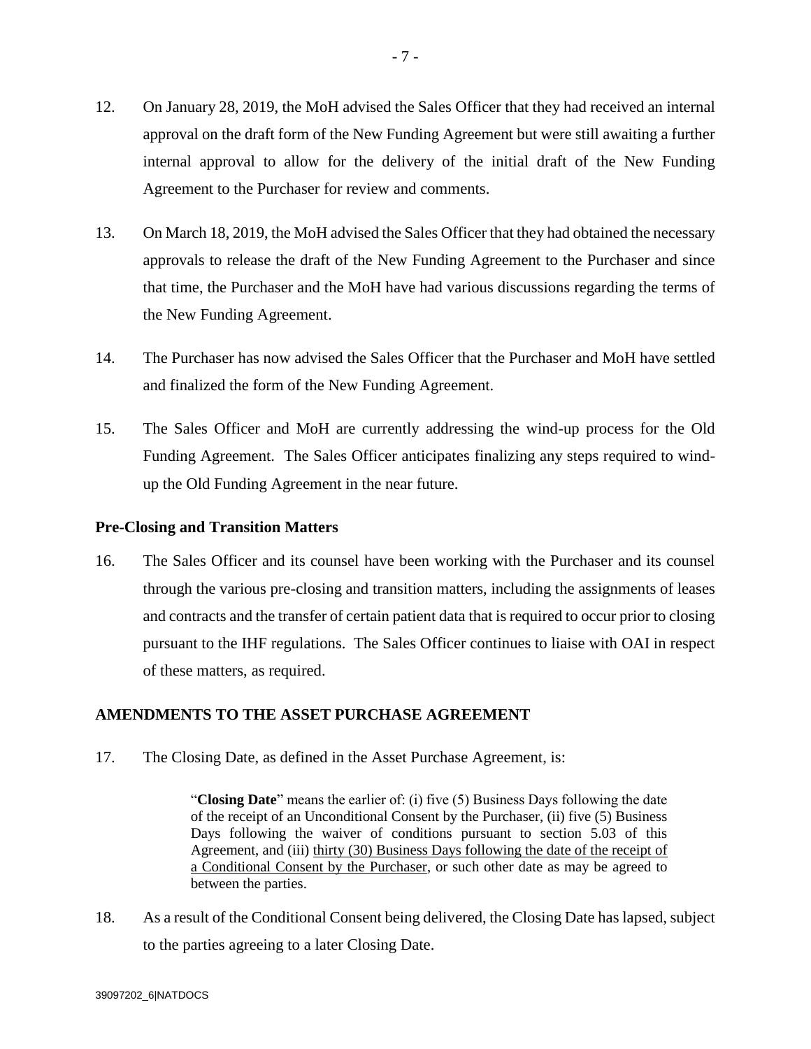12. On January 28, 2019, the MoH advised the Sales Officer that they had received an internal approval on the draft form of the New Funding Agreement but were still awaiting a further internal approval to allow for the delivery of the initial draft of the New Funding Agreement to the Purchaser for review and comments.

13. On March 18, 2019, the MoH advised the Sales Officer that they had obtained the necessary approvals to release the draft of the New Funding Agreement to the Purchaser and since that time, the Purchaser and the MoH have had various discussions regarding the terms of the New Funding Agreement.

14. The Purchaser has now advised the Sales Officer that the Purchaser and MoH have settled and finalized the form of the New Funding Agreement.

15. The Sales Officer and MoH are currently addressing the wind-up process for the Old Funding Agreement. The Sales Officer anticipates finalizing any steps required to wind-up the Old Funding Agreement in the near future.

### Pre-Closing and Transition Matters

16. The Sales Officer and its counsel have been working with the Purchaser and its counsel through the various pre-closing and transition matters, including the assignments of leases and contracts and the transfer of certain patient data that is required to occur prior to closing pursuant to the IHF regulations. The Sales Officer continues to liaise with OAI in respect of these matters, as required.

## AMENDMENTS TO THE ASSET PURCHASE AGREEMENT

17. The Closing Date, as defined in the Asset Purchase Agreement, is:

> "**Closing Date**" means the earlier of: (i) five (5) Business Days following the date of the receipt of an Unconditional Consent by the Purchaser, (ii) five (5) Business Days following the waiver of conditions pursuant to section 5.03 of this Agreement, and (iii) <u>thirty (30) Business Days following the date of the receipt of a Conditional Consent by the Purchaser</u>, or such other date as may be agreed to between the parties.

18. As a result of the Conditional Consent being delivered, the Closing Date has lapsed, subject to the parties agreeing to a later Closing Date.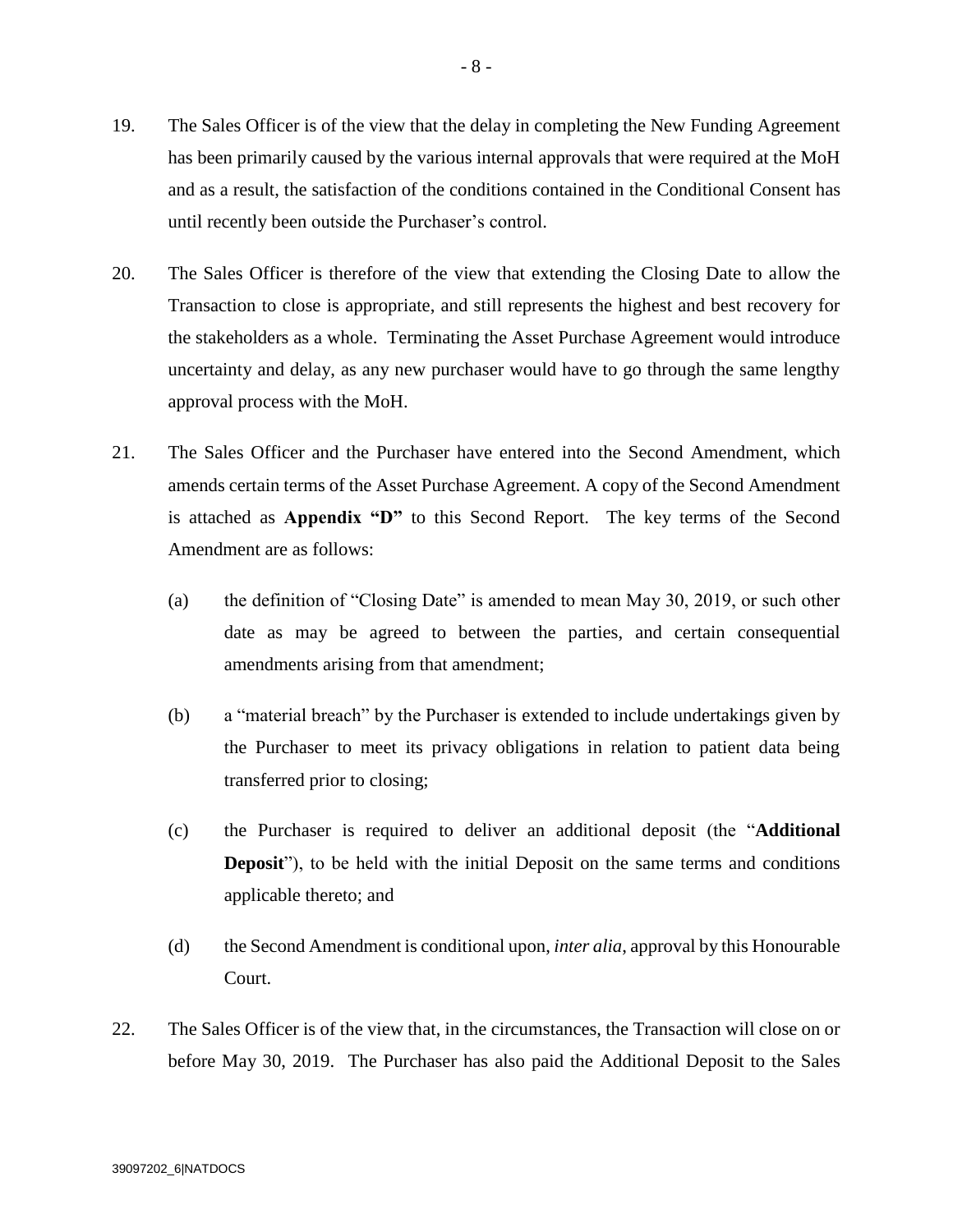19. The Sales Officer is of the view that the delay in completing the New Funding Agreement has been primarily caused by the various internal approvals that were required at the MoH and as a result, the satisfaction of the conditions contained in the Conditional Consent has until recently been outside the Purchaser's control.

20. The Sales Officer is therefore of the view that extending the Closing Date to allow the Transaction to close is appropriate, and still represents the highest and best recovery for the stakeholders as a whole. Terminating the Asset Purchase Agreement would introduce uncertainty and delay, as any new purchaser would have to go through the same lengthy approval process with the MoH.

21. The Sales Officer and the Purchaser have entered into the Second Amendment, which amends certain terms of the Asset Purchase Agreement. A copy of the Second Amendment is attached as **Appendix "D"** to this Second Report. The key terms of the Second Amendment are as follows:

    (a) the definition of "Closing Date" is amended to mean May 30, 2019, or such other date as may be agreed to between the parties, and certain consequential amendments arising from that amendment;

    (b) a "material breach" by the Purchaser is extended to include undertakings given by the Purchaser to meet its privacy obligations in relation to patient data being transferred prior to closing;

    (c) the Purchaser is required to deliver an additional deposit (the "**Additional Deposit**"), to be held with the initial Deposit on the same terms and conditions applicable thereto; and

    (d) the Second Amendment is conditional upon, *inter alia*, approval by this Honourable Court.

22. The Sales Officer is of the view that, in the circumstances, the Transaction will close on or before May 30, 2019. The Purchaser has also paid the Additional Deposit to the Sales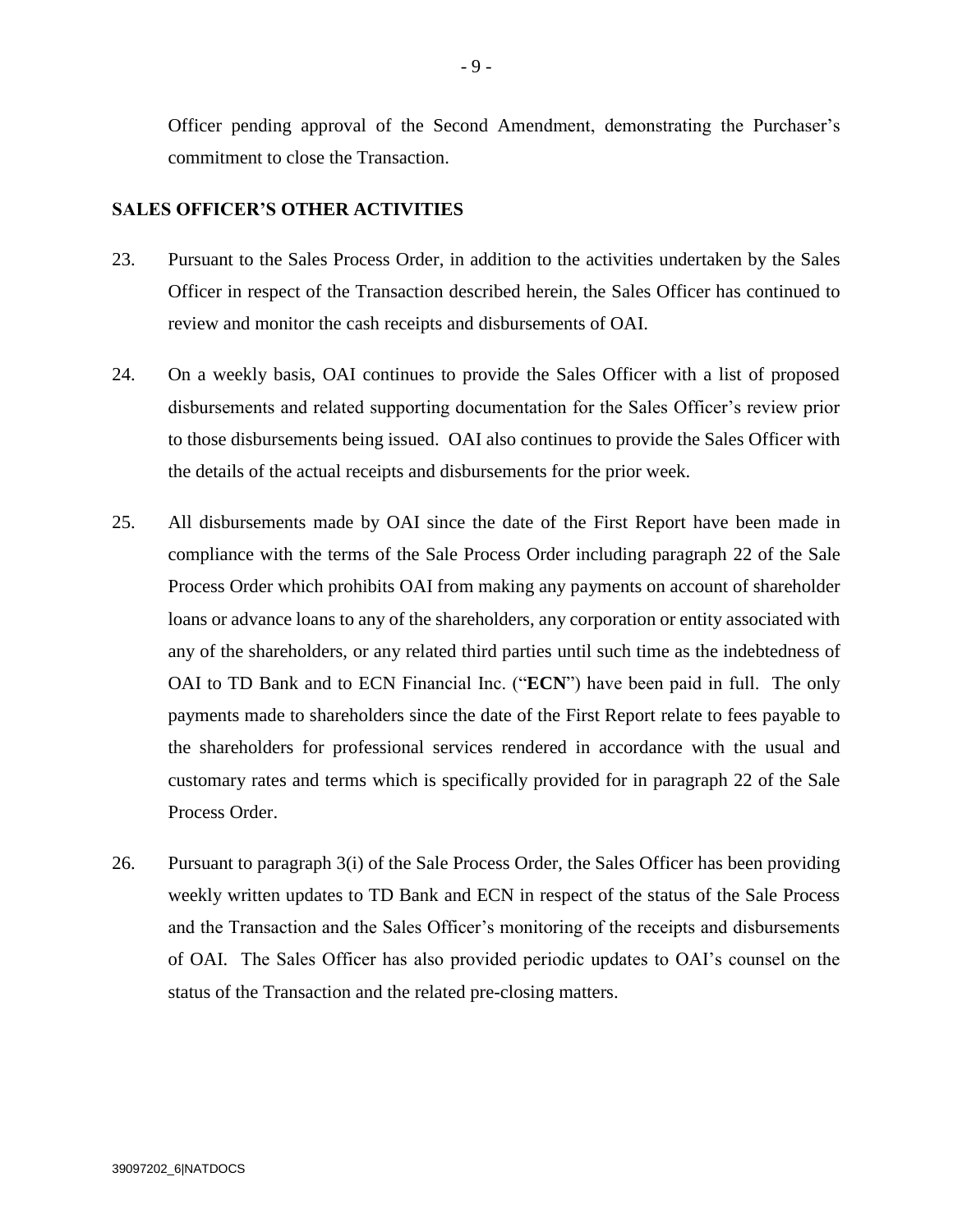Officer pending approval of the Second Amendment, demonstrating the Purchaser's commitment to close the Transaction.

## SALES OFFICER'S OTHER ACTIVITIES

23. Pursuant to the Sales Process Order, in addition to the activities undertaken by the Sales Officer in respect of the Transaction described herein, the Sales Officer has continued to review and monitor the cash receipts and disbursements of OAI.

24. On a weekly basis, OAI continues to provide the Sales Officer with a list of proposed disbursements and related supporting documentation for the Sales Officer's review prior to those disbursements being issued. OAI also continues to provide the Sales Officer with the details of the actual receipts and disbursements for the prior week.

25. All disbursements made by OAI since the date of the First Report have been made in compliance with the terms of the Sale Process Order including paragraph 22 of the Sale Process Order which prohibits OAI from making any payments on account of shareholder loans or advance loans to any of the shareholders, any corporation or entity associated with any of the shareholders, or any related third parties until such time as the indebtedness of OAI to TD Bank and to ECN Financial Inc. ("**ECN**") have been paid in full. The only payments made to shareholders since the date of the First Report relate to fees payable to the shareholders for professional services rendered in accordance with the usual and customary rates and terms which is specifically provided for in paragraph 22 of the Sale Process Order.

26. Pursuant to paragraph 3(i) of the Sale Process Order, the Sales Officer has been providing weekly written updates to TD Bank and ECN in respect of the status of the Sale Process and the Transaction and the Sales Officer's monitoring of the receipts and disbursements of OAI. The Sales Officer has also provided periodic updates to OAI's counsel on the status of the Transaction and the related pre-closing matters.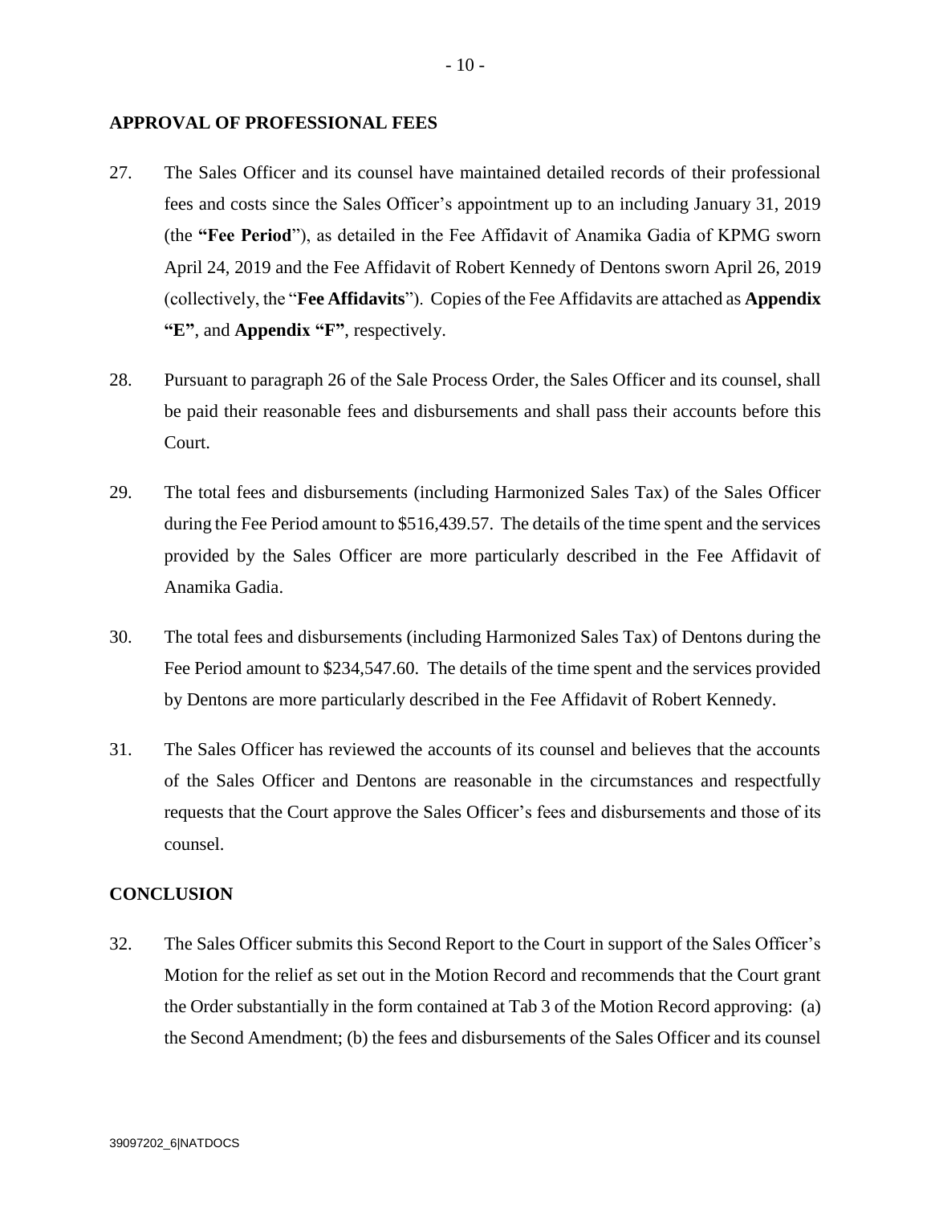## APPROVAL OF PROFESSIONAL FEES

27. The Sales Officer and its counsel have maintained detailed records of their professional fees and costs since the Sales Officer's appointment up to an including January 31, 2019 (the **"Fee Period**"), as detailed in the Fee Affidavit of Anamika Gadia of KPMG sworn April 24, 2019 and the Fee Affidavit of Robert Kennedy of Dentons sworn April 26, 2019 (collectively, the "**Fee Affidavits**"). Copies of the Fee Affidavits are attached as **Appendix "E"**, and **Appendix "F"**, respectively.

28. Pursuant to paragraph 26 of the Sale Process Order, the Sales Officer and its counsel, shall be paid their reasonable fees and disbursements and shall pass their accounts before this Court.

29. The total fees and disbursements (including Harmonized Sales Tax) of the Sales Officer during the Fee Period amount to $516,439.57. The details of the time spent and the services provided by the Sales Officer are more particularly described in the Fee Affidavit of Anamika Gadia.

30. The total fees and disbursements (including Harmonized Sales Tax) of Dentons during the Fee Period amount to $234,547.60. The details of the time spent and the services provided by Dentons are more particularly described in the Fee Affidavit of Robert Kennedy.

31. The Sales Officer has reviewed the accounts of its counsel and believes that the accounts of the Sales Officer and Dentons are reasonable in the circumstances and respectfully requests that the Court approve the Sales Officer's fees and disbursements and those of its counsel.

## CONCLUSION

32. The Sales Officer submits this Second Report to the Court in support of the Sales Officer's Motion for the relief as set out in the Motion Record and recommends that the Court grant the Order substantially in the form contained at Tab 3 of the Motion Record approving: (a) the Second Amendment; (b) the fees and disbursements of the Sales Officer and its counsel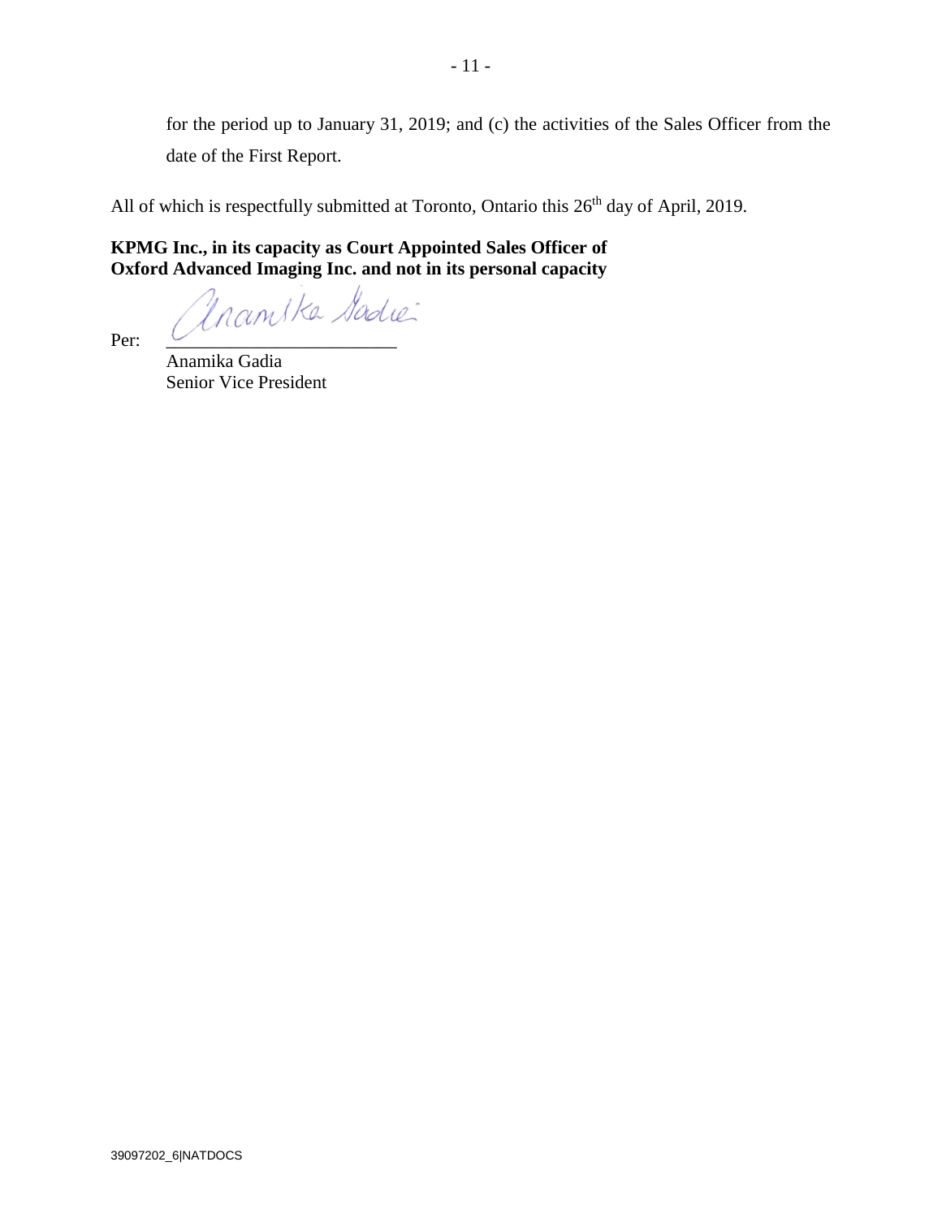for the period up to January 31, 2019; and (c) the activities of the Sales Officer from the date of the First Report.

All of which is respectfully submitted at Toronto, Ontario this 26th day of April, 2019.

**KPMG Inc., in its capacity as Court Appointed Sales Officer of Oxford Advanced Imaging Inc. and not in its personal capacity**

Per: \_\_\_\_\_\_\_\_\_\_\_\_\_\_\_\_\_\_\_\_\_\_\_\_\_\_

Anamika Gadia
Senior Vice President

39097202_6|NATDOCS